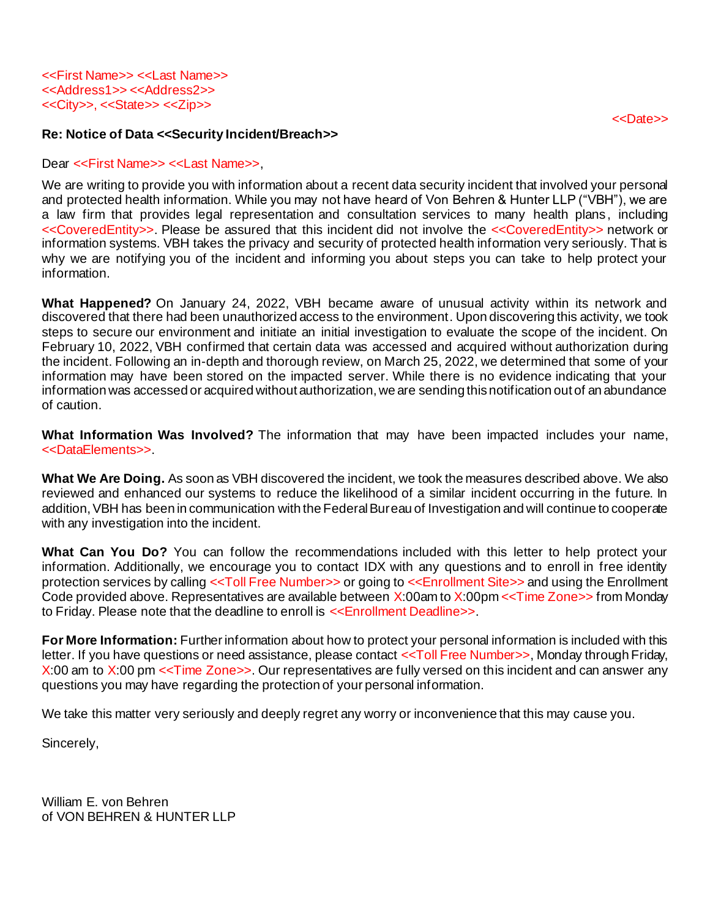<<First Name>> <<Last Name>>
<<Address1>> <<Address2>>
<<City>>, <<State>> <<Zip>>

<<Date>>

**Re: Notice of Data <<Security Incident/Breach>>**

Dear <<First Name>> <<Last Name>>,

We are writing to provide you with information about a recent data security incident that involved your personal and protected health information. While you may not have heard of Von Behren & Hunter LLP ("VBH"), we are a law firm that provides legal representation and consultation services to many health plans, including <<CoveredEntity>>. Please be assured that this incident did not involve the <<CoveredEntity>> network or information systems. VBH takes the privacy and security of protected health information very seriously. That is why we are notifying you of the incident and informing you about steps you can take to help protect your information.

**What Happened?** On January 24, 2022, VBH became aware of unusual activity within its network and discovered that there had been unauthorized access to the environment. Upon discovering this activity, we took steps to secure our environment and initiate an initial investigation to evaluate the scope of the incident. On February 10, 2022, VBH confirmed that certain data was accessed and acquired without authorization during the incident. Following an in-depth and thorough review, on March 25, 2022, we determined that some of your information may have been stored on the impacted server. While there is no evidence indicating that your information was accessed or acquired without authorization, we are sending this notification out of an abundance of caution.

**What Information Was Involved?** The information that may have been impacted includes your name, <<DataElements>>.

**What We Are Doing.** As soon as VBH discovered the incident, we took the measures described above. We also reviewed and enhanced our systems to reduce the likelihood of a similar incident occurring in the future. In addition, VBH has been in communication with the Federal Bureau of Investigation and will continue to cooperate with any investigation into the incident.

**What Can You Do?** You can follow the recommendations included with this letter to help protect your information. Additionally, we encourage you to contact IDX with any questions and to enroll in free identity protection services by calling <<Toll Free Number>> or going to <<Enrollment Site>> and using the Enrollment Code provided above. Representatives are available between X:00am to X:00pm <<Time Zone>> from Monday to Friday. Please note that the deadline to enroll is <<Enrollment Deadline>>.

**For More Information:** Further information about how to protect your personal information is included with this letter. If you have questions or need assistance, please contact <<Toll Free Number>>, Monday through Friday, X:00 am to X:00 pm <<Time Zone>>. Our representatives are fully versed on this incident and can answer any questions you may have regarding the protection of your personal information.

We take this matter very seriously and deeply regret any worry or inconvenience that this may cause you.

Sincerely,

William E. von Behren
of VON BEHREN & HUNTER LLP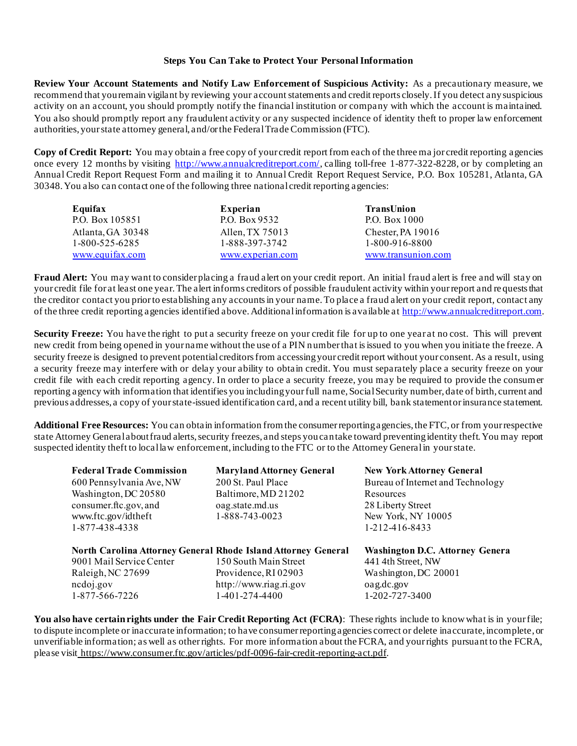**Steps You Can Take to Protect Your Personal Information**

**Review Your Account Statements and Notify Law Enforcement of Suspicious Activity:** As a precautionary measure, we recommend that you remain vigilant by reviewing your account statements and credit reports closely. If you detect any suspicious activity on an account, you should promptly notify the financial institution or company with which the account is maintained. You also should promptly report any fraudulent activity or any suspected incidence of identity theft to proper law enforcement authorities, your state attorney general, and/or the Federal Trade Commission (FTC).

**Copy of Credit Report:** You may obtain a free copy of your credit report from each of the three major credit reporting agencies once every 12 months by visiting http://www.annualcreditreport.com/, calling toll-free 1-877-322-8228, or by completing an Annual Credit Report Request Form and mailing it to Annual Credit Report Request Service, P.O. Box 105281, Atlanta, GA 30348. You also can contact one of the following three national credit reporting agencies:

| | | |
|---|---|---|
| **Equifax** | **Experian** | **TransUnion** |
| P.O. Box 105851 | P.O. Box 9532 | P.O. Box 1000 |
| Atlanta, GA 30348 | Allen, TX 75013 | Chester, PA 19016 |
| 1-800-525-6285 | 1-888-397-3742 | 1-800-916-8800 |
| www.equifax.com | www.experian.com | www.transunion.com |

**Fraud Alert:** You may want to consider placing a fraud alert on your credit report. An initial fraud alert is free and will stay on your credit file for at least one year. The alert informs creditors of possible fraudulent activity within your report and requests that the creditor contact you prior to establishing any accounts in your name. To place a fraud alert on your credit report, contact any of the three credit reporting agencies identified above. Additional information is available at http://www.annualcreditreport.com.

**Security Freeze:** You have the right to put a security freeze on your credit file for up to one year at no cost. This will prevent new credit from being opened in your name without the use of a PIN number that is issued to you when you initiate the freeze. A security freeze is designed to prevent potential creditors from accessing your credit report without your consent. As a result, using a security freeze may interfere with or delay your ability to obtain credit. You must separately place a security freeze on your credit file with each credit reporting agency. In order to place a security freeze, you may be required to provide the consumer reporting agency with information that identifies you including your full name, Social Security number, date of birth, current and previous addresses, a copy of your state-issued identification card, and a recent utility bill, bank statement or insurance statement.

**Additional Free Resources:** You can obtain information from the consumer reporting agencies, the FTC, or from your respective state Attorney General about fraud alerts, security freezes, and steps you can take toward preventing identity theft. You may report suspected identity theft to local law enforcement, including to the FTC or to the Attorney General in your state.

| | | |
|---|---|---|
| **Federal Trade Commission** | **Maryland Attorney General** | **New York Attorney General** |
| 600 Pennsylvania Ave, NW | 200 St. Paul Place | Bureau of Internet and Technology Resources |
| Washington, DC 20580 | Baltimore, MD 21202 | 28 Liberty Street |
| consumer.ftc.gov, and www.ftc.gov/idtheft | oag.state.md.us | New York, NY 10005 |
| 1-877-438-4338 | 1-888-743-0023 | 1-212-416-8433 |
| **North Carolina Attorney General** | **Rhode Island Attorney General** | **Washington D.C. Attorney Genera** |
| 9001 Mail Service Center | 150 South Main Street | 441 4th Street, NW |
| Raleigh, NC 27699 | Providence, RI 02903 | Washington, DC 20001 |
| ncdoj.gov | http://www.riag.ri.gov | oag.dc.gov |
| 1-877-566-7226 | 1-401-274-4400 | 1-202-727-3400 |

**You also have certain rights under the Fair Credit Reporting Act (FCRA)**: These rights include to know what is in your file; to dispute incomplete or inaccurate information; to have consumer reporting agencies correct or delete inaccurate, incomplete, or unverifiable information; as well as other rights. For more information about the FCRA, and your rights pursuant to the FCRA, please visit https://www.consumer.ftc.gov/articles/pdf-0096-fair-credit-reporting-act.pdf.